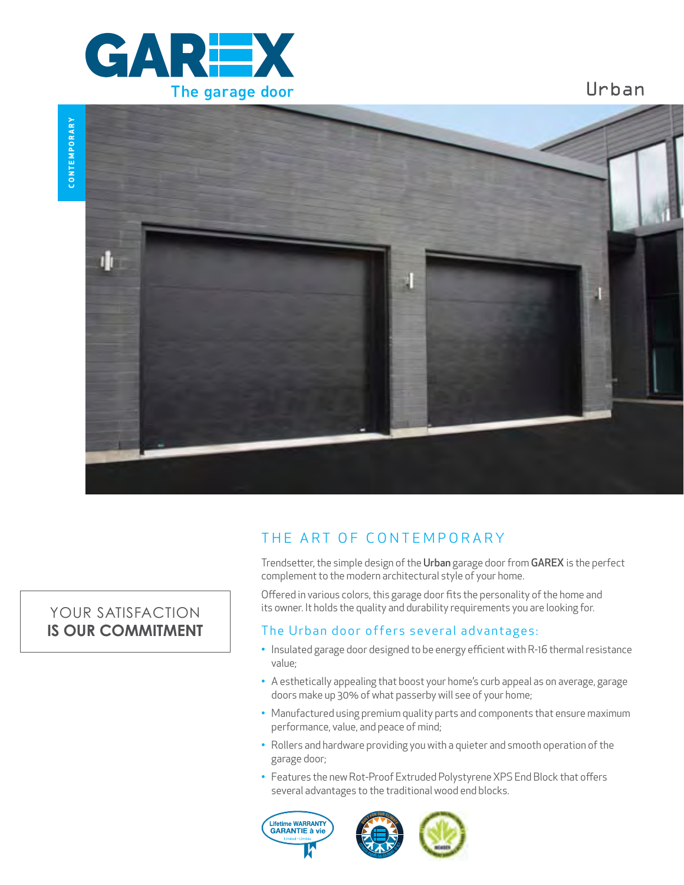GAREX

The garage door

Urban

CONTEMPORARY

## THE ART OF CONTEMPORARY

Trendsetter, the simple design of the **Urban** garage door from **GAREX** is the perfect complement to the modern architectural style of your home.

Offered in various colors, this garage door fits the personality of the home and its owner. It holds the quality and durability requirements you are looking for.

YOUR SATISFACTION **IS OUR COMMITMENT**

### The Urban door offers several advantages:

- Insulated garage door designed to be energy efficient with R-16 thermal resistance value;
- A esthetically appealing that boost your home's curb appeal as on average, garage doors make up 30% of what passerby will see of your home;
- Manufactured using premium quality parts and components that ensure maximum performance, value, and peace of mind;
- Rollers and hardware providing you with a quieter and smooth operation of the garage door;
- Features the new Rot-Proof Extruded Polystyrene XPS End Block that offers several advantages to the traditional wood end blocks.

Lifetime WARRANTY GARANTIE à vie Limited · Limitée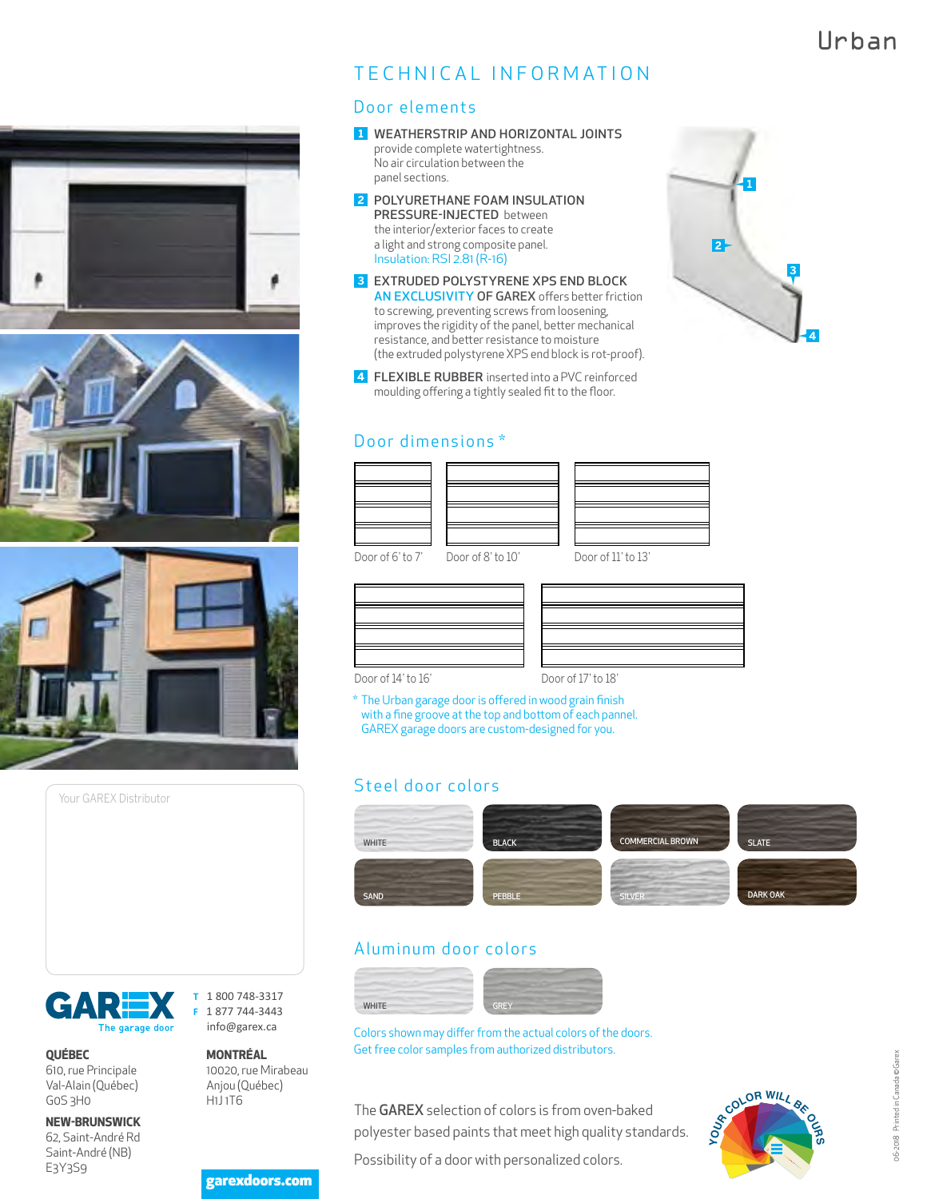# Urban

## TECHNICAL INFORMATION

### Door elements

**1** **WEATHERSTRIP AND HORIZONTAL JOINTS** provide complete watertightness. No air circulation between the panel sections.

**2** **POLYURETHANE FOAM INSULATION PRESSURE-INJECTED** between the interior/exterior faces to create a light and strong composite panel. Insulation: RSI 2.81 (R-16)

**3** **EXTRUDED POLYSTYRENE XPS END BLOCK** **AN EXCLUSIVITY OF GAREX** offers better friction to screwing, preventing screws from loosening, improves the rigidity of the panel, better mechanical resistance, and better resistance to moisture (the extruded polystyrene XPS end block is rot-proof).

**4** **FLEXIBLE RUBBER** inserted into a PVC reinforced moulding offering a tightly sealed fit to the floor.

### Door dimensions *

Door of 6' to 7'

Door of 8' to 10'

Door of 11' to 13'

Door of 14' to 16'

Door of 17' to 18'

\* The Urban garage door is offered in wood grain finish with a fine groove at the top and bottom of each pannel. GAREX garage doors are custom-designed for you.

### Steel door colors

WHITE

BLACK

COMMERCIAL BROWN

SLATE

SAND

PEBBLE

SILVER

DARK OAK

### Aluminum door colors

WHITE

GREY

Colors shown may differ from the actual colors of the doors. Get free color samples from authorized distributors.

The **GAREX** selection of colors is from oven-baked polyester based paints that meet high quality standards.

Possibility of a door with personalized colors.

YOUR COLOR WILL BE OURS

Your GAREX Distributor

GAREX The garage door

T 1 800 748-3317
F 1 877 744-3443
info@garex.ca

**QUÉBEC**
610, rue Principale
Val-Alain (Québec)
G0S 3H0

**MONTRÉAL**
10020, rue Mirabeau
Anjou (Québec)
H1J 1T6

**NEW-BRUNSWICK**
62, Saint-André Rd
Saint-André (NB)
E3Y3S9

garexdoors.com

06-2018 Printed in Canada ©Garex